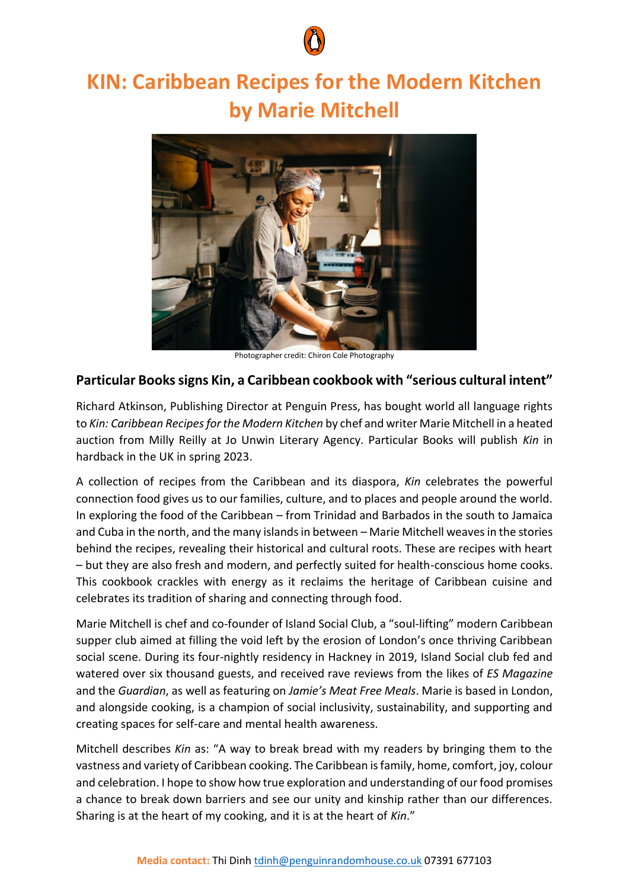# KIN: Caribbean Recipes for the Modern Kitchen by Marie Mitchell

Photographer credit: Chiron Cole Photography

## Particular Books signs Kin, a Caribbean cookbook with "serious cultural intent"

Richard Atkinson, Publishing Director at Penguin Press, has bought world all language rights to *Kin: Caribbean Recipes for the Modern Kitchen* by chef and writer Marie Mitchell in a heated auction from Milly Reilly at Jo Unwin Literary Agency. Particular Books will publish *Kin* in hardback in the UK in spring 2023.

A collection of recipes from the Caribbean and its diaspora, *Kin* celebrates the powerful connection food gives us to our families, culture, and to places and people around the world. In exploring the food of the Caribbean – from Trinidad and Barbados in the south to Jamaica and Cuba in the north, and the many islands in between – Marie Mitchell weaves in the stories behind the recipes, revealing their historical and cultural roots. These are recipes with heart – but they are also fresh and modern, and perfectly suited for health-conscious home cooks. This cookbook crackles with energy as it reclaims the heritage of Caribbean cuisine and celebrates its tradition of sharing and connecting through food.

Marie Mitchell is chef and co-founder of Island Social Club, a "soul-lifting" modern Caribbean supper club aimed at filling the void left by the erosion of London's once thriving Caribbean social scene. During its four-nightly residency in Hackney in 2019, Island Social club fed and watered over six thousand guests, and received rave reviews from the likes of *ES Magazine* and the *Guardian*, as well as featuring on *Jamie's Meat Free Meals*. Marie is based in London, and alongside cooking, is a champion of social inclusivity, sustainability, and supporting and creating spaces for self-care and mental health awareness.

Mitchell describes *Kin* as: "A way to break bread with my readers by bringing them to the vastness and variety of Caribbean cooking. The Caribbean is family, home, comfort, joy, colour and celebration. I hope to show how true exploration and understanding of our food promises a chance to break down barriers and see our unity and kinship rather than our differences. Sharing is at the heart of my cooking, and it is at the heart of *Kin*."

**Media contact:** Thi Dinh tdinh@penguinrandomhouse.co.uk 07391 677103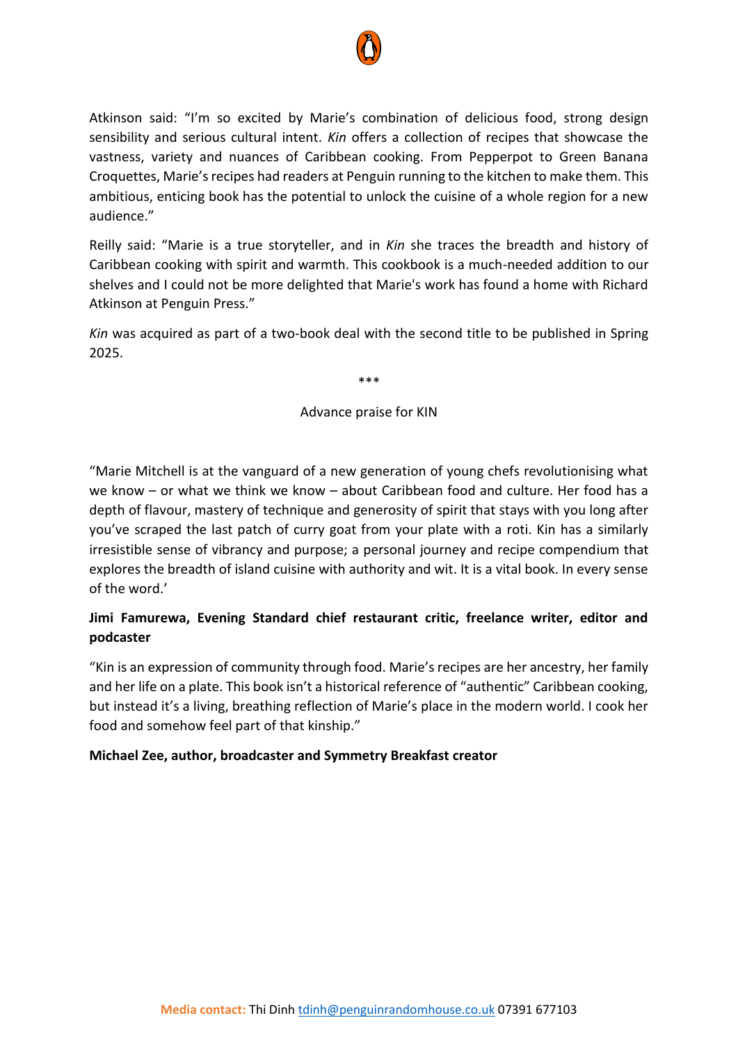Atkinson said: "I'm so excited by Marie's combination of delicious food, strong design sensibility and serious cultural intent. *Kin* offers a collection of recipes that showcase the vastness, variety and nuances of Caribbean cooking. From Pepperpot to Green Banana Croquettes, Marie's recipes had readers at Penguin running to the kitchen to make them. This ambitious, enticing book has the potential to unlock the cuisine of a whole region for a new audience."

Reilly said: "Marie is a true storyteller, and in *Kin* she traces the breadth and history of Caribbean cooking with spirit and warmth. This cookbook is a much-needed addition to our shelves and I could not be more delighted that Marie's work has found a home with Richard Atkinson at Penguin Press."

*Kin* was acquired as part of a two-book deal with the second title to be published in Spring 2025.

\*\*\*

Advance praise for KIN

"Marie Mitchell is at the vanguard of a new generation of young chefs revolutionising what we know – or what we think we know – about Caribbean food and culture. Her food has a depth of flavour, mastery of technique and generosity of spirit that stays with you long after you've scraped the last patch of curry goat from your plate with a roti. Kin has a similarly irresistible sense of vibrancy and purpose; a personal journey and recipe compendium that explores the breadth of island cuisine with authority and wit. It is a vital book. In every sense of the word.'

**Jimi Famurewa, Evening Standard chief restaurant critic, freelance writer, editor and podcaster**

"Kin is an expression of community through food. Marie's recipes are her ancestry, her family and her life on a plate. This book isn't a historical reference of "authentic" Caribbean cooking, but instead it's a living, breathing reflection of Marie's place in the modern world. I cook her food and somehow feel part of that kinship."

**Michael Zee, author, broadcaster and Symmetry Breakfast creator**

**Media contact:** Thi Dinh tdinh@penguinrandomhouse.co.uk 07391 677103